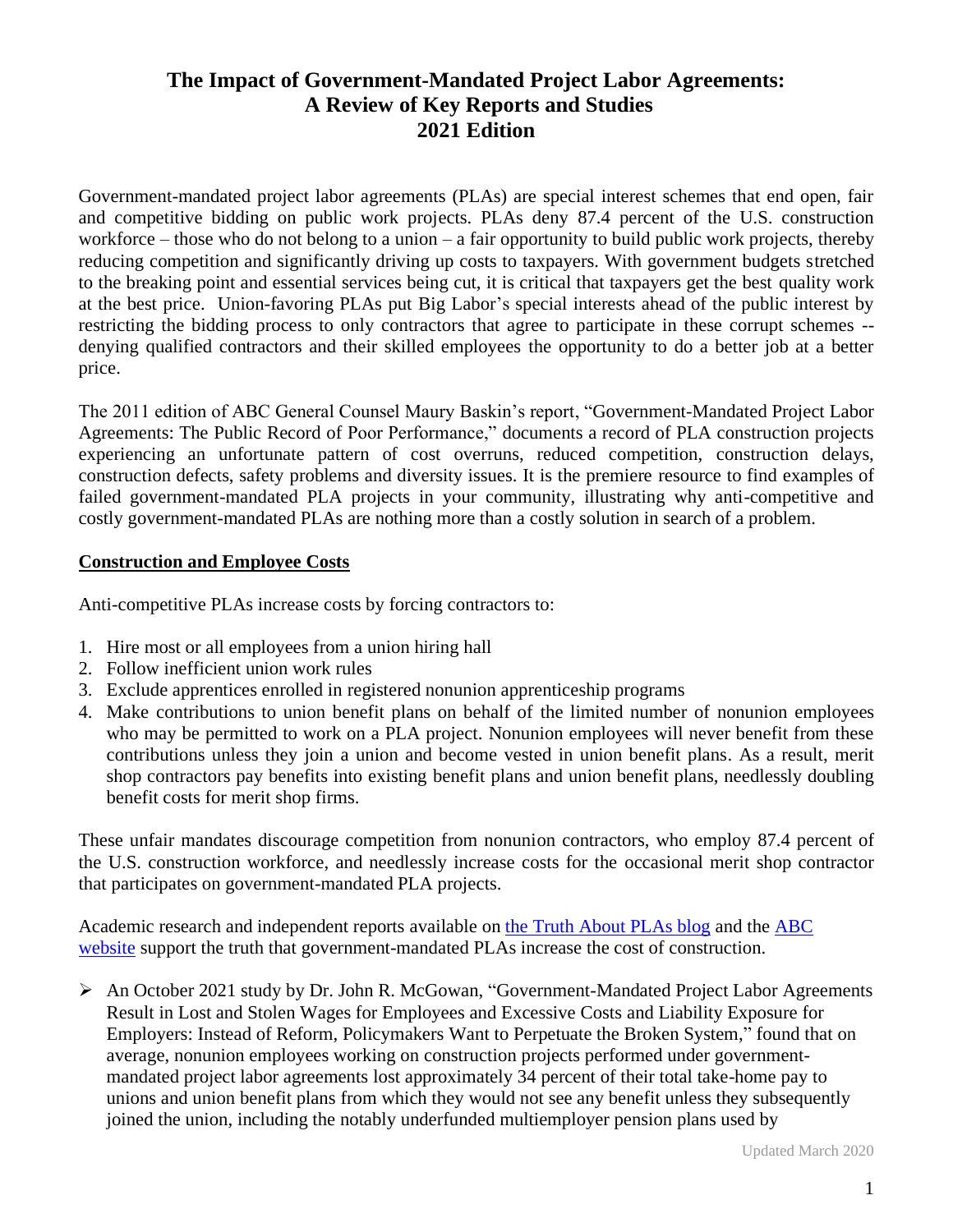# The Impact of Government-Mandated Project Labor Agreements: A Review of Key Reports and Studies 2021 Edition

Government-mandated project labor agreements (PLAs) are special interest schemes that end open, fair and competitive bidding on public work projects. PLAs deny 87.4 percent of the U.S. construction workforce – those who do not belong to a union – a fair opportunity to build public work projects, thereby reducing competition and significantly driving up costs to taxpayers. With government budgets stretched to the breaking point and essential services being cut, it is critical that taxpayers get the best quality work at the best price. Union-favoring PLAs put Big Labor's special interests ahead of the public interest by restricting the bidding process to only contractors that agree to participate in these corrupt schemes -- denying qualified contractors and their skilled employees the opportunity to do a better job at a better price.

The 2011 edition of ABC General Counsel Maury Baskin's report, "Government-Mandated Project Labor Agreements: The Public Record of Poor Performance," documents a record of PLA construction projects experiencing an unfortunate pattern of cost overruns, reduced competition, construction delays, construction defects, safety problems and diversity issues. It is the premiere resource to find examples of failed government-mandated PLA projects in your community, illustrating why anti-competitive and costly government-mandated PLAs are nothing more than a costly solution in search of a problem.

## Construction and Employee Costs

Anti-competitive PLAs increase costs by forcing contractors to:

1. Hire most or all employees from a union hiring hall
2. Follow inefficient union work rules
3. Exclude apprentices enrolled in registered nonunion apprenticeship programs
4. Make contributions to union benefit plans on behalf of the limited number of nonunion employees who may be permitted to work on a PLA project. Nonunion employees will never benefit from these contributions unless they join a union and become vested in union benefit plans. As a result, merit shop contractors pay benefits into existing benefit plans and union benefit plans, needlessly doubling benefit costs for merit shop firms.

These unfair mandates discourage competition from nonunion contractors, who employ 87.4 percent of the U.S. construction workforce, and needlessly increase costs for the occasional merit shop contractor that participates on government-mandated PLA projects.

Academic research and independent reports available on [the Truth About PLAs blog]() and the [ABC website]() support the truth that government-mandated PLAs increase the cost of construction.

- An October 2021 study by Dr. John R. McGowan, "Government-Mandated Project Labor Agreements Result in Lost and Stolen Wages for Employees and Excessive Costs and Liability Exposure for Employers: Instead of Reform, Policymakers Want to Perpetuate the Broken System," found that on average, nonunion employees working on construction projects performed under government-mandated project labor agreements lost approximately 34 percent of their total take-home pay to unions and union benefit plans from which they would not see any benefit unless they subsequently joined the union, including the notably underfunded multiemployer pension plans used by

Updated March 2020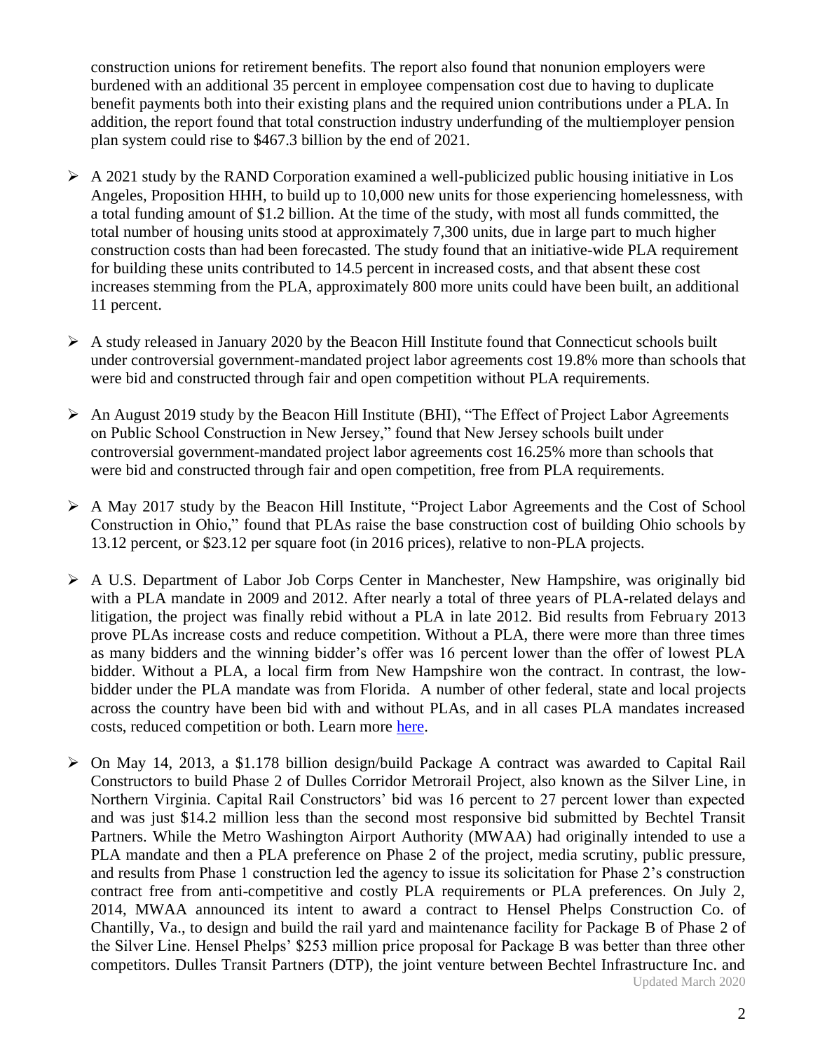construction unions for retirement benefits. The report also found that nonunion employers were burdened with an additional 35 percent in employee compensation cost due to having to duplicate benefit payments both into their existing plans and the required union contributions under a PLA. In addition, the report found that total construction industry underfunding of the multiemployer pension plan system could rise to $467.3 billion by the end of 2021.

- A 2021 study by the RAND Corporation examined a well-publicized public housing initiative in Los Angeles, Proposition HHH, to build up to 10,000 new units for those experiencing homelessness, with a total funding amount of $1.2 billion. At the time of the study, with most all funds committed, the total number of housing units stood at approximately 7,300 units, due in large part to much higher construction costs than had been forecasted. The study found that an initiative-wide PLA requirement for building these units contributed to 14.5 percent in increased costs, and that absent these cost increases stemming from the PLA, approximately 800 more units could have been built, an additional 11 percent.

- A study released in January 2020 by the Beacon Hill Institute found that Connecticut schools built under controversial government-mandated project labor agreements cost 19.8% more than schools that were bid and constructed through fair and open competition without PLA requirements.

- An August 2019 study by the Beacon Hill Institute (BHI), "The Effect of Project Labor Agreements on Public School Construction in New Jersey," found that New Jersey schools built under controversial government-mandated project labor agreements cost 16.25% more than schools that were bid and constructed through fair and open competition, free from PLA requirements.

- A May 2017 study by the Beacon Hill Institute, "Project Labor Agreements and the Cost of School Construction in Ohio," found that PLAs raise the base construction cost of building Ohio schools by 13.12 percent, or $23.12 per square foot (in 2016 prices), relative to non-PLA projects.

- A U.S. Department of Labor Job Corps Center in Manchester, New Hampshire, was originally bid with a PLA mandate in 2009 and 2012. After nearly a total of three years of PLA-related delays and litigation, the project was finally rebid without a PLA in late 2012. Bid results from February 2013 prove PLAs increase costs and reduce competition. Without a PLA, there were more than three times as many bidders and the winning bidder's offer was 16 percent lower than the offer of lowest PLA bidder. Without a PLA, a local firm from New Hampshire won the contract. In contrast, the low-bidder under the PLA mandate was from Florida. A number of other federal, state and local projects across the country have been bid with and without PLAs, and in all cases PLA mandates increased costs, reduced competition or both. Learn more here.

- On May 14, 2013, a $1.178 billion design/build Package A contract was awarded to Capital Rail Constructors to build Phase 2 of Dulles Corridor Metrorail Project, also known as the Silver Line, in Northern Virginia. Capital Rail Constructors' bid was 16 percent to 27 percent lower than expected and was just $14.2 million less than the second most responsive bid submitted by Bechtel Transit Partners. While the Metro Washington Airport Authority (MWAA) had originally intended to use a PLA mandate and then a PLA preference on Phase 2 of the project, media scrutiny, public pressure, and results from Phase 1 construction led the agency to issue its solicitation for Phase 2's construction contract free from anti-competitive and costly PLA requirements or PLA preferences. On July 2, 2014, MWAA announced its intent to award a contract to Hensel Phelps Construction Co. of Chantilly, Va., to design and build the rail yard and maintenance facility for Package B of Phase 2 of the Silver Line. Hensel Phelps' $253 million price proposal for Package B was better than three other competitors. Dulles Transit Partners (DTP), the joint venture between Bechtel Infrastructure Inc. and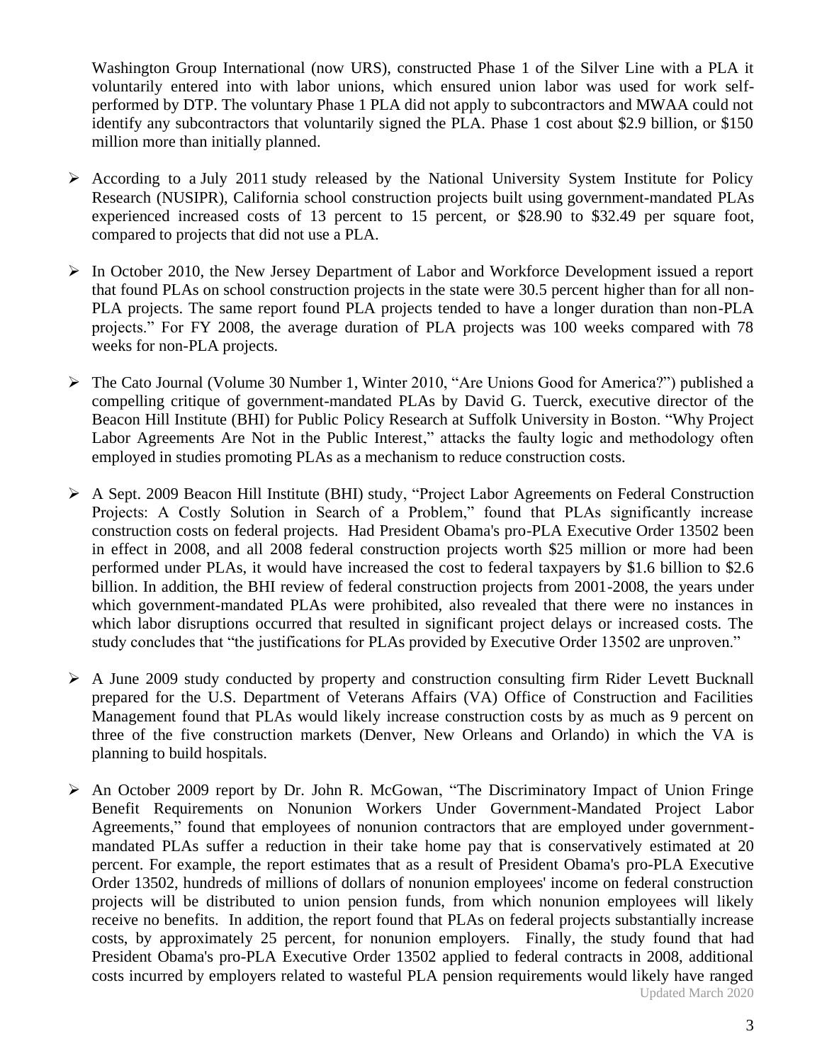Washington Group International (now URS), constructed Phase 1 of the Silver Line with a PLA it voluntarily entered into with labor unions, which ensured union labor was used for work self-performed by DTP. The voluntary Phase 1 PLA did not apply to subcontractors and MWAA could not identify any subcontractors that voluntarily signed the PLA. Phase 1 cost about $2.9 billion, or $150 million more than initially planned.

- According to a July 2011 study released by the National University System Institute for Policy Research (NUSIPR), California school construction projects built using government-mandated PLAs experienced increased costs of 13 percent to 15 percent, or $28.90 to $32.49 per square foot, compared to projects that did not use a PLA.

- In October 2010, the New Jersey Department of Labor and Workforce Development issued a report that found PLAs on school construction projects in the state were 30.5 percent higher than for all non-PLA projects. The same report found PLA projects tended to have a longer duration than non-PLA projects." For FY 2008, the average duration of PLA projects was 100 weeks compared with 78 weeks for non-PLA projects.

- The Cato Journal (Volume 30 Number 1, Winter 2010, "Are Unions Good for America?") published a compelling critique of government-mandated PLAs by David G. Tuerck, executive director of the Beacon Hill Institute (BHI) for Public Policy Research at Suffolk University in Boston. "Why Project Labor Agreements Are Not in the Public Interest," attacks the faulty logic and methodology often employed in studies promoting PLAs as a mechanism to reduce construction costs.

- A Sept. 2009 Beacon Hill Institute (BHI) study, "Project Labor Agreements on Federal Construction Projects: A Costly Solution in Search of a Problem," found that PLAs significantly increase construction costs on federal projects. Had President Obama's pro-PLA Executive Order 13502 been in effect in 2008, and all 2008 federal construction projects worth $25 million or more had been performed under PLAs, it would have increased the cost to federal taxpayers by $1.6 billion to $2.6 billion. In addition, the BHI review of federal construction projects from 2001-2008, the years under which government-mandated PLAs were prohibited, also revealed that there were no instances in which labor disruptions occurred that resulted in significant project delays or increased costs. The study concludes that "the justifications for PLAs provided by Executive Order 13502 are unproven."

- A June 2009 study conducted by property and construction consulting firm Rider Levett Bucknall prepared for the U.S. Department of Veterans Affairs (VA) Office of Construction and Facilities Management found that PLAs would likely increase construction costs by as much as 9 percent on three of the five construction markets (Denver, New Orleans and Orlando) in which the VA is planning to build hospitals.

- An October 2009 report by Dr. John R. McGowan, "The Discriminatory Impact of Union Fringe Benefit Requirements on Nonunion Workers Under Government-Mandated Project Labor Agreements," found that employees of nonunion contractors that are employed under government-mandated PLAs suffer a reduction in their take home pay that is conservatively estimated at 20 percent. For example, the report estimates that as a result of President Obama's pro-PLA Executive Order 13502, hundreds of millions of dollars of nonunion employees' income on federal construction projects will be distributed to union pension funds, from which nonunion employees will likely receive no benefits. In addition, the report found that PLAs on federal projects substantially increase costs, by approximately 25 percent, for nonunion employers. Finally, the study found that had President Obama's pro-PLA Executive Order 13502 applied to federal contracts in 2008, additional costs incurred by employers related to wasteful PLA pension requirements would likely have ranged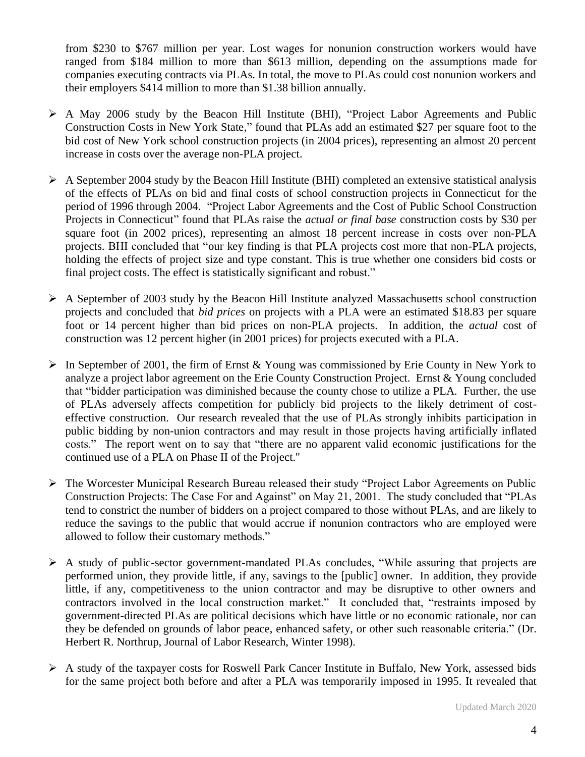from $230 to $767 million per year. Lost wages for nonunion construction workers would have ranged from $184 million to more than $613 million, depending on the assumptions made for companies executing contracts via PLAs. In total, the move to PLAs could cost nonunion workers and their employers $414 million to more than $1.38 billion annually.

- A May 2006 study by the Beacon Hill Institute (BHI), "Project Labor Agreements and Public Construction Costs in New York State," found that PLAs add an estimated $27 per square foot to the bid cost of New York school construction projects (in 2004 prices), representing an almost 20 percent increase in costs over the average non-PLA project.

- A September 2004 study by the Beacon Hill Institute (BHI) completed an extensive statistical analysis of the effects of PLAs on bid and final costs of school construction projects in Connecticut for the period of 1996 through 2004. "Project Labor Agreements and the Cost of Public School Construction Projects in Connecticut" found that PLAs raise the *actual or final base* construction costs by $30 per square foot (in 2002 prices), representing an almost 18 percent increase in costs over non-PLA projects. BHI concluded that "our key finding is that PLA projects cost more that non-PLA projects, holding the effects of project size and type constant. This is true whether one considers bid costs or final project costs. The effect is statistically significant and robust."

- A September of 2003 study by the Beacon Hill Institute analyzed Massachusetts school construction projects and concluded that *bid prices* on projects with a PLA were an estimated $18.83 per square foot or 14 percent higher than bid prices on non-PLA projects. In addition, the *actual* cost of construction was 12 percent higher (in 2001 prices) for projects executed with a PLA.

- In September of 2001, the firm of Ernst & Young was commissioned by Erie County in New York to analyze a project labor agreement on the Erie County Construction Project. Ernst & Young concluded that "bidder participation was diminished because the county chose to utilize a PLA. Further, the use of PLAs adversely affects competition for publicly bid projects to the likely detriment of cost-effective construction. Our research revealed that the use of PLAs strongly inhibits participation in public bidding by non-union contractors and may result in those projects having artificially inflated costs." The report went on to say that "there are no apparent valid economic justifications for the continued use of a PLA on Phase II of the Project."

- The Worcester Municipal Research Bureau released their study "Project Labor Agreements on Public Construction Projects: The Case For and Against" on May 21, 2001. The study concluded that "PLAs tend to constrict the number of bidders on a project compared to those without PLAs, and are likely to reduce the savings to the public that would accrue if nonunion contractors who are employed were allowed to follow their customary methods."

- A study of public-sector government-mandated PLAs concludes, "While assuring that projects are performed union, they provide little, if any, savings to the [public] owner. In addition, they provide little, if any, competitiveness to the union contractor and may be disruptive to other owners and contractors involved in the local construction market." It concluded that, "restraints imposed by government-directed PLAs are political decisions which have little or no economic rationale, nor can they be defended on grounds of labor peace, enhanced safety, or other such reasonable criteria." (Dr. Herbert R. Northrup, Journal of Labor Research, Winter 1998).

- A study of the taxpayer costs for Roswell Park Cancer Institute in Buffalo, New York, assessed bids for the same project both before and after a PLA was temporarily imposed in 1995. It revealed that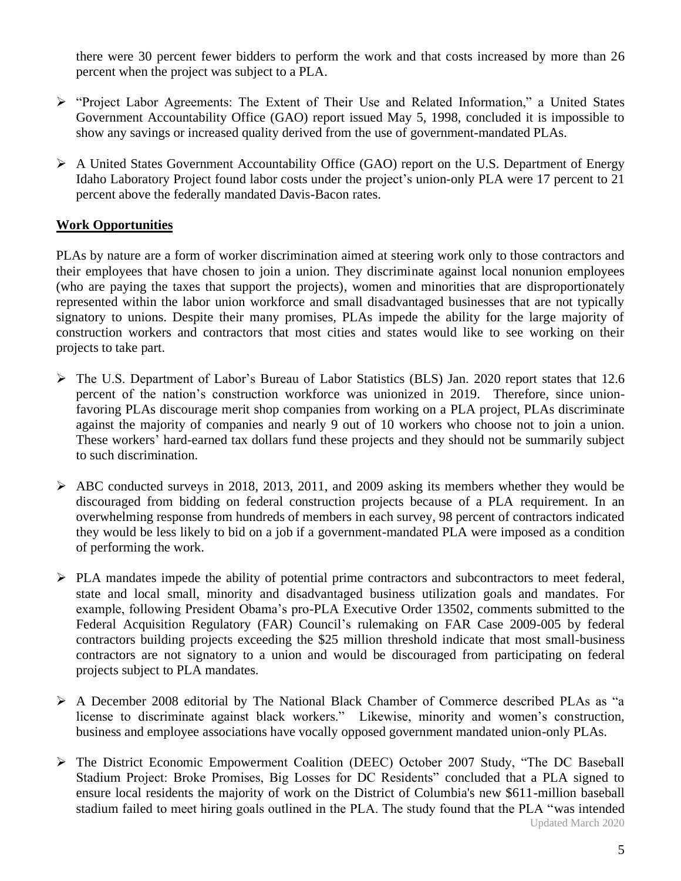there were 30 percent fewer bidders to perform the work and that costs increased by more than 26 percent when the project was subject to a PLA.

- "Project Labor Agreements: The Extent of Their Use and Related Information," a United States Government Accountability Office (GAO) report issued May 5, 1998, concluded it is impossible to show any savings or increased quality derived from the use of government-mandated PLAs.
- A United States Government Accountability Office (GAO) report on the U.S. Department of Energy Idaho Laboratory Project found labor costs under the project's union-only PLA were 17 percent to 21 percent above the federally mandated Davis-Bacon rates.

## Work Opportunities

PLAs by nature are a form of worker discrimination aimed at steering work only to those contractors and their employees that have chosen to join a union. They discriminate against local nonunion employees (who are paying the taxes that support the projects), women and minorities that are disproportionately represented within the labor union workforce and small disadvantaged businesses that are not typically signatory to unions. Despite their many promises, PLAs impede the ability for the large majority of construction workers and contractors that most cities and states would like to see working on their projects to take part.

- The U.S. Department of Labor's Bureau of Labor Statistics (BLS) Jan. 2020 report states that 12.6 percent of the nation's construction workforce was unionized in 2019. Therefore, since union-favoring PLAs discourage merit shop companies from working on a PLA project, PLAs discriminate against the majority of companies and nearly 9 out of 10 workers who choose not to join a union. These workers' hard-earned tax dollars fund these projects and they should not be summarily subject to such discrimination.
- ABC conducted surveys in 2018, 2013, 2011, and 2009 asking its members whether they would be discouraged from bidding on federal construction projects because of a PLA requirement. In an overwhelming response from hundreds of members in each survey, 98 percent of contractors indicated they would be less likely to bid on a job if a government-mandated PLA were imposed as a condition of performing the work.
- PLA mandates impede the ability of potential prime contractors and subcontractors to meet federal, state and local small, minority and disadvantaged business utilization goals and mandates. For example, following President Obama's pro-PLA Executive Order 13502, comments submitted to the Federal Acquisition Regulatory (FAR) Council's rulemaking on FAR Case 2009-005 by federal contractors building projects exceeding the $25 million threshold indicate that most small-business contractors are not signatory to a union and would be discouraged from participating on federal projects subject to PLA mandates.
- A December 2008 editorial by The National Black Chamber of Commerce described PLAs as "a license to discriminate against black workers." Likewise, minority and women's construction, business and employee associations have vocally opposed government mandated union-only PLAs.
- The District Economic Empowerment Coalition (DEEC) October 2007 Study, "The DC Baseball Stadium Project: Broke Promises, Big Losses for DC Residents" concluded that a PLA signed to ensure local residents the majority of work on the District of Columbia's new $611-million baseball stadium failed to meet hiring goals outlined in the PLA. The study found that the PLA "was intended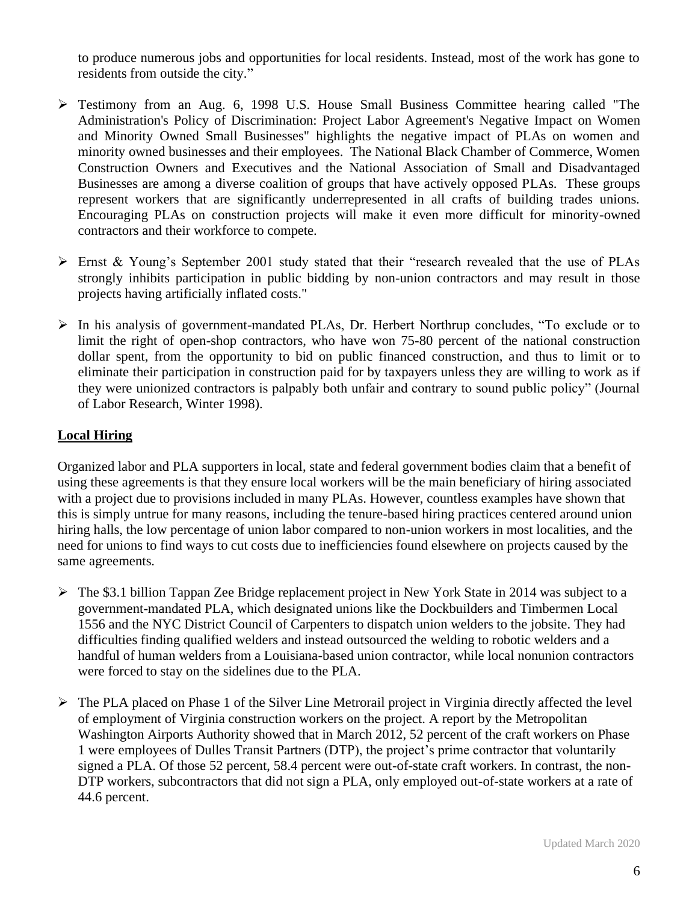to produce numerous jobs and opportunities for local residents. Instead, most of the work has gone to residents from outside the city."

- Testimony from an Aug. 6, 1998 U.S. House Small Business Committee hearing called "The Administration's Policy of Discrimination: Project Labor Agreement's Negative Impact on Women and Minority Owned Small Businesses" highlights the negative impact of PLAs on women and minority owned businesses and their employees. The National Black Chamber of Commerce, Women Construction Owners and Executives and the National Association of Small and Disadvantaged Businesses are among a diverse coalition of groups that have actively opposed PLAs. These groups represent workers that are significantly underrepresented in all crafts of building trades unions. Encouraging PLAs on construction projects will make it even more difficult for minority-owned contractors and their workforce to compete.

- Ernst & Young's September 2001 study stated that their "research revealed that the use of PLAs strongly inhibits participation in public bidding by non-union contractors and may result in those projects having artificially inflated costs."

- In his analysis of government-mandated PLAs, Dr. Herbert Northrup concludes, "To exclude or to limit the right of open-shop contractors, who have won 75-80 percent of the national construction dollar spent, from the opportunity to bid on public financed construction, and thus to limit or to eliminate their participation in construction paid for by taxpayers unless they are willing to work as if they were unionized contractors is palpably both unfair and contrary to sound public policy" (Journal of Labor Research, Winter 1998).

## Local Hiring

Organized labor and PLA supporters in local, state and federal government bodies claim that a benefit of using these agreements is that they ensure local workers will be the main beneficiary of hiring associated with a project due to provisions included in many PLAs. However, countless examples have shown that this is simply untrue for many reasons, including the tenure-based hiring practices centered around union hiring halls, the low percentage of union labor compared to non-union workers in most localities, and the need for unions to find ways to cut costs due to inefficiencies found elsewhere on projects caused by the same agreements.

- The $3.1 billion Tappan Zee Bridge replacement project in New York State in 2014 was subject to a government-mandated PLA, which designated unions like the Dockbuilders and Timbermen Local 1556 and the NYC District Council of Carpenters to dispatch union welders to the jobsite. They had difficulties finding qualified welders and instead outsourced the welding to robotic welders and a handful of human welders from a Louisiana-based union contractor, while local nonunion contractors were forced to stay on the sidelines due to the PLA.

- The PLA placed on Phase 1 of the Silver Line Metrorail project in Virginia directly affected the level of employment of Virginia construction workers on the project. A report by the Metropolitan Washington Airports Authority showed that in March 2012, 52 percent of the craft workers on Phase 1 were employees of Dulles Transit Partners (DTP), the project's prime contractor that voluntarily signed a PLA. Of those 52 percent, 58.4 percent were out-of-state craft workers. In contrast, the non-DTP workers, subcontractors that did not sign a PLA, only employed out-of-state workers at a rate of 44.6 percent.

Updated March 2020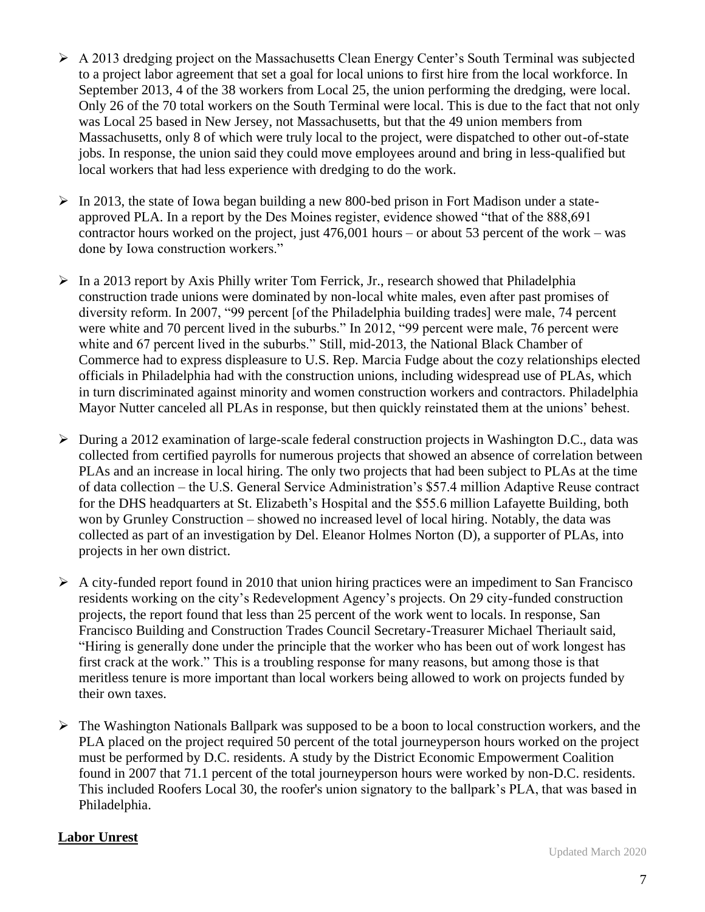- A 2013 dredging project on the Massachusetts Clean Energy Center's South Terminal was subjected to a project labor agreement that set a goal for local unions to first hire from the local workforce. In September 2013, 4 of the 38 workers from Local 25, the union performing the dredging, were local. Only 26 of the 70 total workers on the South Terminal were local. This is due to the fact that not only was Local 25 based in New Jersey, not Massachusetts, but that the 49 union members from Massachusetts, only 8 of which were truly local to the project, were dispatched to other out-of-state jobs. In response, the union said they could move employees around and bring in less-qualified but local workers that had less experience with dredging to do the work.

- In 2013, the state of Iowa began building a new 800-bed prison in Fort Madison under a state-approved PLA. In a report by the Des Moines register, evidence showed "that of the 888,691 contractor hours worked on the project, just 476,001 hours – or about 53 percent of the work – was done by Iowa construction workers."

- In a 2013 report by Axis Philly writer Tom Ferrick, Jr., research showed that Philadelphia construction trade unions were dominated by non-local white males, even after past promises of diversity reform. In 2007, "99 percent [of the Philadelphia building trades] were male, 74 percent were white and 70 percent lived in the suburbs." In 2012, "99 percent were male, 76 percent were white and 67 percent lived in the suburbs." Still, mid-2013, the National Black Chamber of Commerce had to express displeasure to U.S. Rep. Marcia Fudge about the cozy relationships elected officials in Philadelphia had with the construction unions, including widespread use of PLAs, which in turn discriminated against minority and women construction workers and contractors. Philadelphia Mayor Nutter canceled all PLAs in response, but then quickly reinstated them at the unions' behest.

- During a 2012 examination of large-scale federal construction projects in Washington D.C., data was collected from certified payrolls for numerous projects that showed an absence of correlation between PLAs and an increase in local hiring. The only two projects that had been subject to PLAs at the time of data collection – the U.S. General Service Administration's $57.4 million Adaptive Reuse contract for the DHS headquarters at St. Elizabeth's Hospital and the $55.6 million Lafayette Building, both won by Grunley Construction – showed no increased level of local hiring. Notably, the data was collected as part of an investigation by Del. Eleanor Holmes Norton (D), a supporter of PLAs, into projects in her own district.

- A city-funded report found in 2010 that union hiring practices were an impediment to San Francisco residents working on the city's Redevelopment Agency's projects. On 29 city-funded construction projects, the report found that less than 25 percent of the work went to locals. In response, San Francisco Building and Construction Trades Council Secretary-Treasurer Michael Theriault said, "Hiring is generally done under the principle that the worker who has been out of work longest has first crack at the work." This is a troubling response for many reasons, but among those is that meritless tenure is more important than local workers being allowed to work on projects funded by their own taxes.

- The Washington Nationals Ballpark was supposed to be a boon to local construction workers, and the PLA placed on the project required 50 percent of the total journeyperson hours worked on the project must be performed by D.C. residents. A study by the District Economic Empowerment Coalition found in 2007 that 71.1 percent of the total journeyperson hours were worked by non-D.C. residents. This included Roofers Local 30, the roofer's union signatory to the ballpark's PLA, that was based in Philadelphia.

**Labor Unrest**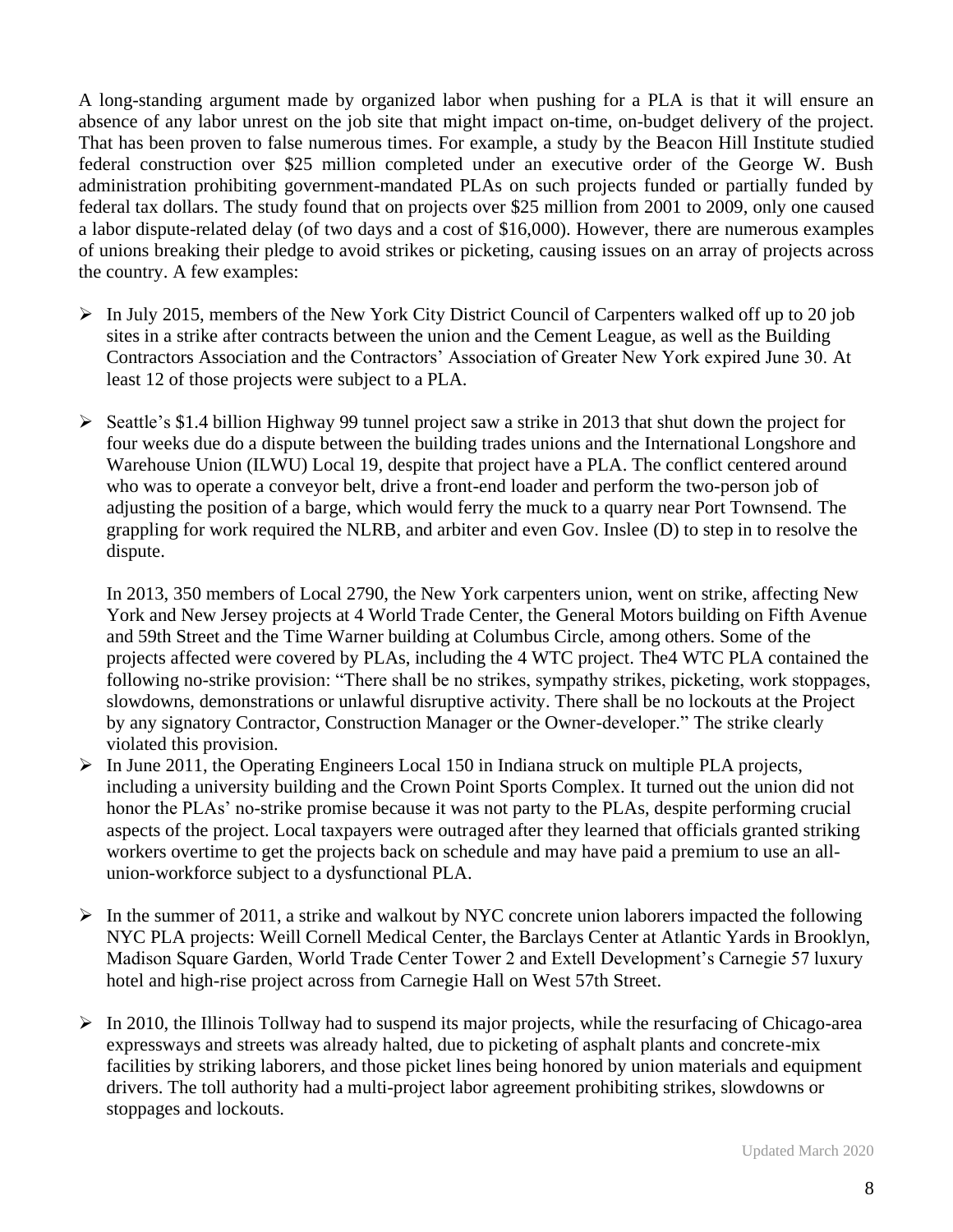A long-standing argument made by organized labor when pushing for a PLA is that it will ensure an absence of any labor unrest on the job site that might impact on-time, on-budget delivery of the project. That has been proven to false numerous times. For example, a study by the Beacon Hill Institute studied federal construction over $25 million completed under an executive order of the George W. Bush administration prohibiting government-mandated PLAs on such projects funded or partially funded by federal tax dollars. The study found that on projects over $25 million from 2001 to 2009, only one caused a labor dispute-related delay (of two days and a cost of $16,000). However, there are numerous examples of unions breaking their pledge to avoid strikes or picketing, causing issues on an array of projects across the country. A few examples:

- In July 2015, members of the New York City District Council of Carpenters walked off up to 20 job sites in a strike after contracts between the union and the Cement League, as well as the Building Contractors Association and the Contractors' Association of Greater New York expired June 30. At least 12 of those projects were subject to a PLA.

- Seattle's $1.4 billion Highway 99 tunnel project saw a strike in 2013 that shut down the project for four weeks due do a dispute between the building trades unions and the International Longshore and Warehouse Union (ILWU) Local 19, despite that project have a PLA. The conflict centered around who was to operate a conveyor belt, drive a front-end loader and perform the two-person job of adjusting the position of a barge, which would ferry the muck to a quarry near Port Townsend. The grappling for work required the NLRB, and arbiter and even Gov. Inslee (D) to step in to resolve the dispute.

  In 2013, 350 members of Local 2790, the New York carpenters union, went on strike, affecting New York and New Jersey projects at 4 World Trade Center, the General Motors building on Fifth Avenue and 59th Street and the Time Warner building at Columbus Circle, among others. Some of the projects affected were covered by PLAs, including the 4 WTC project. The4 WTC PLA contained the following no-strike provision: "There shall be no strikes, sympathy strikes, picketing, work stoppages, slowdowns, demonstrations or unlawful disruptive activity. There shall be no lockouts at the Project by any signatory Contractor, Construction Manager or the Owner-developer." The strike clearly violated this provision.

- In June 2011, the Operating Engineers Local 150 in Indiana struck on multiple PLA projects, including a university building and the Crown Point Sports Complex. It turned out the union did not honor the PLAs' no-strike promise because it was not party to the PLAs, despite performing crucial aspects of the project. Local taxpayers were outraged after they learned that officials granted striking workers overtime to get the projects back on schedule and may have paid a premium to use an all-union-workforce subject to a dysfunctional PLA.

- In the summer of 2011, a strike and walkout by NYC concrete union laborers impacted the following NYC PLA projects: Weill Cornell Medical Center, the Barclays Center at Atlantic Yards in Brooklyn, Madison Square Garden, World Trade Center Tower 2 and Extell Development's Carnegie 57 luxury hotel and high-rise project across from Carnegie Hall on West 57th Street.

- In 2010, the Illinois Tollway had to suspend its major projects, while the resurfacing of Chicago-area expressways and streets was already halted, due to picketing of asphalt plants and concrete-mix facilities by striking laborers, and those picket lines being honored by union materials and equipment drivers. The toll authority had a multi-project labor agreement prohibiting strikes, slowdowns or stoppages and lockouts.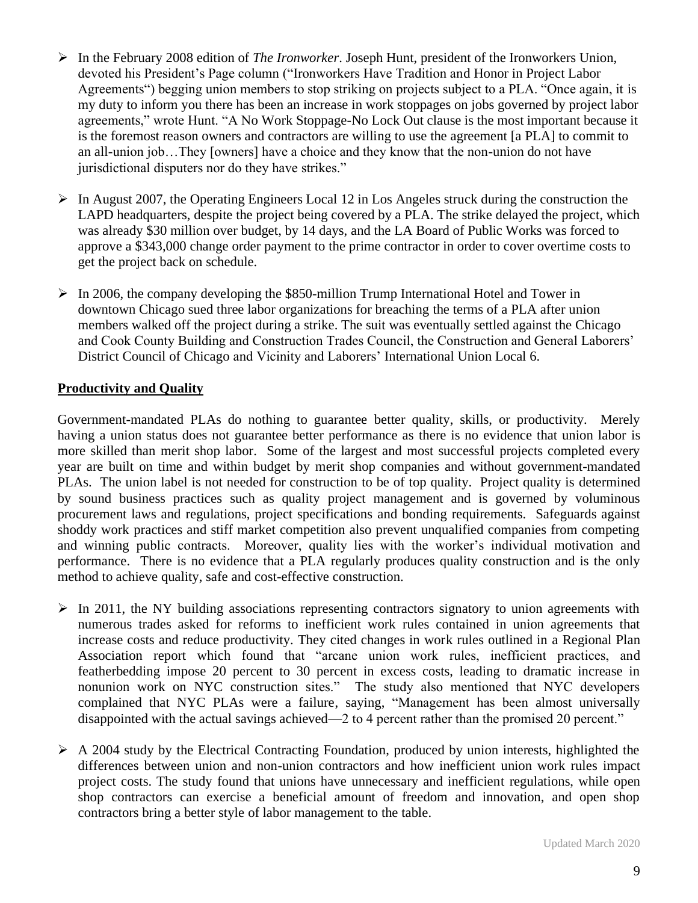- In the February 2008 edition of *The Ironworker*. Joseph Hunt, president of the Ironworkers Union, devoted his President's Page column ("Ironworkers Have Tradition and Honor in Project Labor Agreements") begging union members to stop striking on projects subject to a PLA. "Once again, it is my duty to inform you there has been an increase in work stoppages on jobs governed by project labor agreements," wrote Hunt. "A No Work Stoppage-No Lock Out clause is the most important because it is the foremost reason owners and contractors are willing to use the agreement [a PLA] to commit to an all-union job…They [owners] have a choice and they know that the non-union do not have jurisdictional disputers nor do they have strikes."

- In August 2007, the Operating Engineers Local 12 in Los Angeles struck during the construction the LAPD headquarters, despite the project being covered by a PLA. The strike delayed the project, which was already $30 million over budget, by 14 days, and the LA Board of Public Works was forced to approve a $343,000 change order payment to the prime contractor in order to cover overtime costs to get the project back on schedule.

- In 2006, the company developing the $850-million Trump International Hotel and Tower in downtown Chicago sued three labor organizations for breaching the terms of a PLA after union members walked off the project during a strike. The suit was eventually settled against the Chicago and Cook County Building and Construction Trades Council, the Construction and General Laborers' District Council of Chicago and Vicinity and Laborers' International Union Local 6.

**Productivity and Quality**

Government-mandated PLAs do nothing to guarantee better quality, skills, or productivity. Merely having a union status does not guarantee better performance as there is no evidence that union labor is more skilled than merit shop labor. Some of the largest and most successful projects completed every year are built on time and within budget by merit shop companies and without government-mandated PLAs. The union label is not needed for construction to be of top quality. Project quality is determined by sound business practices such as quality project management and is governed by voluminous procurement laws and regulations, project specifications and bonding requirements. Safeguards against shoddy work practices and stiff market competition also prevent unqualified companies from competing and winning public contracts. Moreover, quality lies with the worker's individual motivation and performance. There is no evidence that a PLA regularly produces quality construction and is the only method to achieve quality, safe and cost-effective construction.

- In 2011, the NY building associations representing contractors signatory to union agreements with numerous trades asked for reforms to inefficient work rules contained in union agreements that increase costs and reduce productivity. They cited changes in work rules outlined in a Regional Plan Association report which found that "arcane union work rules, inefficient practices, and featherbedding impose 20 percent to 30 percent in excess costs, leading to dramatic increase in nonunion work on NYC construction sites." The study also mentioned that NYC developers complained that NYC PLAs were a failure, saying, "Management has been almost universally disappointed with the actual savings achieved—2 to 4 percent rather than the promised 20 percent."

- A 2004 study by the Electrical Contracting Foundation, produced by union interests, highlighted the differences between union and non-union contractors and how inefficient union work rules impact project costs. The study found that unions have unnecessary and inefficient regulations, while open shop contractors can exercise a beneficial amount of freedom and innovation, and open shop contractors bring a better style of labor management to the table.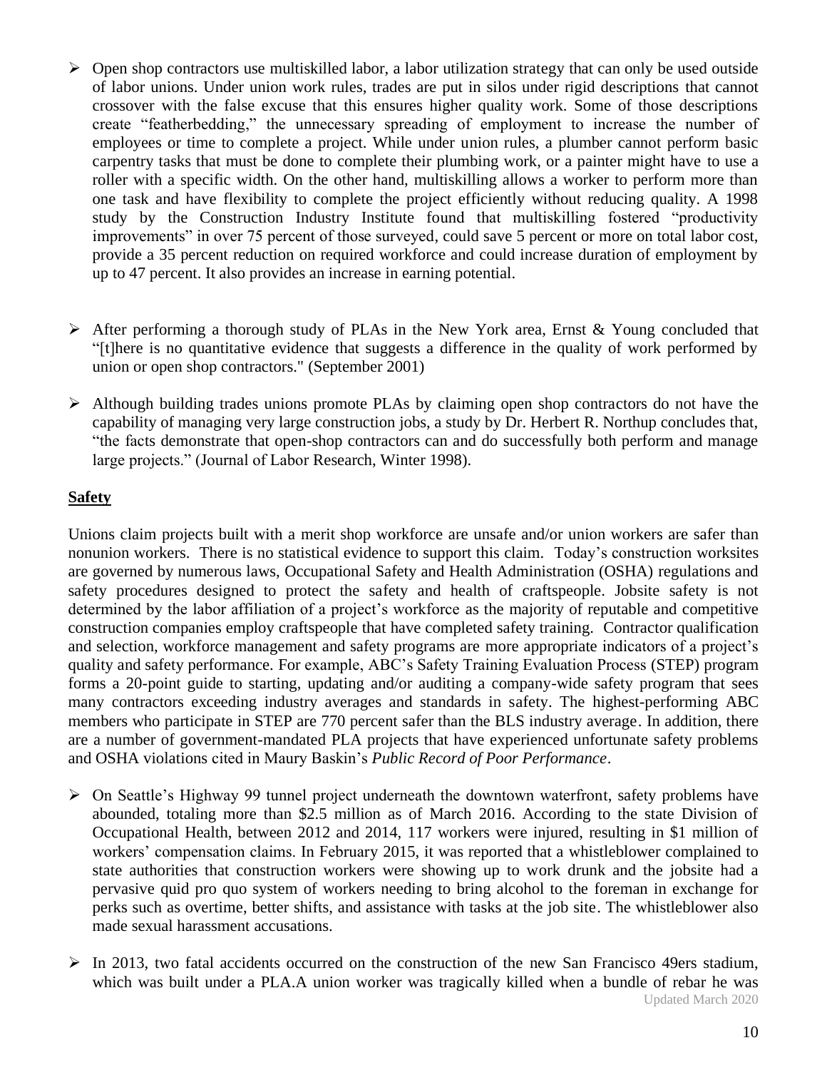- Open shop contractors use multiskilled labor, a labor utilization strategy that can only be used outside of labor unions. Under union work rules, trades are put in silos under rigid descriptions that cannot crossover with the false excuse that this ensures higher quality work. Some of those descriptions create "featherbedding," the unnecessary spreading of employment to increase the number of employees or time to complete a project. While under union rules, a plumber cannot perform basic carpentry tasks that must be done to complete their plumbing work, or a painter might have to use a roller with a specific width. On the other hand, multiskilling allows a worker to perform more than one task and have flexibility to complete the project efficiently without reducing quality. A 1998 study by the Construction Industry Institute found that multiskilling fostered "productivity improvements" in over 75 percent of those surveyed, could save 5 percent or more on total labor cost, provide a 35 percent reduction on required workforce and could increase duration of employment by up to 47 percent. It also provides an increase in earning potential.

- After performing a thorough study of PLAs in the New York area, Ernst & Young concluded that "[t]here is no quantitative evidence that suggests a difference in the quality of work performed by union or open shop contractors." (September 2001)

- Although building trades unions promote PLAs by claiming open shop contractors do not have the capability of managing very large construction jobs, a study by Dr. Herbert R. Northup concludes that, "the facts demonstrate that open-shop contractors can and do successfully both perform and manage large projects." (Journal of Labor Research, Winter 1998).

**Safety**

Unions claim projects built with a merit shop workforce are unsafe and/or union workers are safer than nonunion workers. There is no statistical evidence to support this claim. Today's construction worksites are governed by numerous laws, Occupational Safety and Health Administration (OSHA) regulations and safety procedures designed to protect the safety and health of craftspeople. Jobsite safety is not determined by the labor affiliation of a project's workforce as the majority of reputable and competitive construction companies employ craftspeople that have completed safety training. Contractor qualification and selection, workforce management and safety programs are more appropriate indicators of a project's quality and safety performance. For example, ABC's Safety Training Evaluation Process (STEP) program forms a 20-point guide to starting, updating and/or auditing a company-wide safety program that sees many contractors exceeding industry averages and standards in safety. The highest-performing ABC members who participate in STEP are 770 percent safer than the BLS industry average. In addition, there are a number of government-mandated PLA projects that have experienced unfortunate safety problems and OSHA violations cited in Maury Baskin's *Public Record of Poor Performance*.

- On Seattle's Highway 99 tunnel project underneath the downtown waterfront, safety problems have abounded, totaling more than $2.5 million as of March 2016. According to the state Division of Occupational Health, between 2012 and 2014, 117 workers were injured, resulting in $1 million of workers' compensation claims. In February 2015, it was reported that a whistleblower complained to state authorities that construction workers were showing up to work drunk and the jobsite had a pervasive quid pro quo system of workers needing to bring alcohol to the foreman in exchange for perks such as overtime, better shifts, and assistance with tasks at the job site. The whistleblower also made sexual harassment accusations.

- In 2013, two fatal accidents occurred on the construction of the new San Francisco 49ers stadium, which was built under a PLA.A union worker was tragically killed when a bundle of rebar he was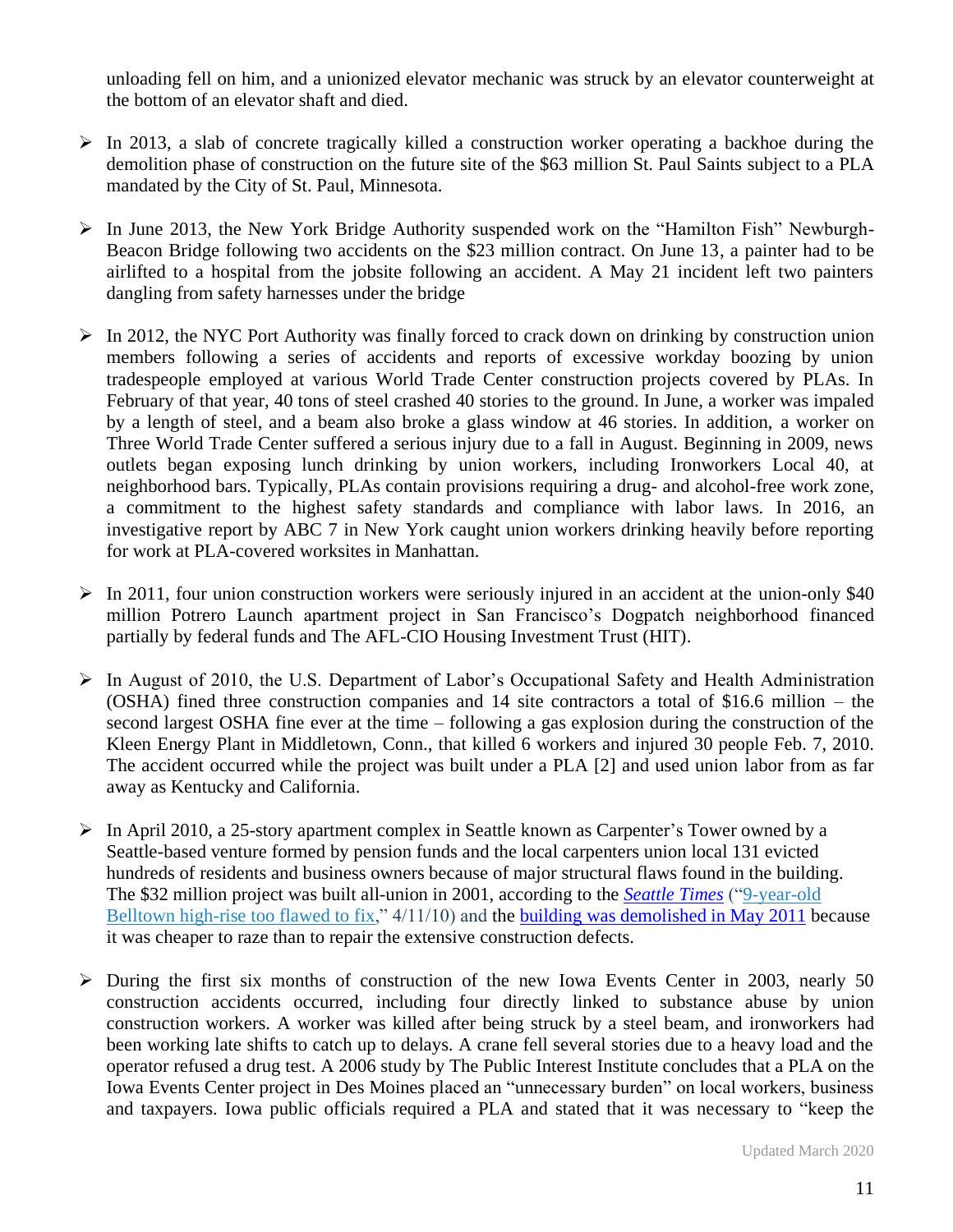unloading fell on him, and a unionized elevator mechanic was struck by an elevator counterweight at the bottom of an elevator shaft and died.

- In 2013, a slab of concrete tragically killed a construction worker operating a backhoe during the demolition phase of construction on the future site of the $63 million St. Paul Saints subject to a PLA mandated by the City of St. Paul, Minnesota.

- In June 2013, the New York Bridge Authority suspended work on the "Hamilton Fish" Newburgh-Beacon Bridge following two accidents on the $23 million contract. On June 13, a painter had to be airlifted to a hospital from the jobsite following an accident. A May 21 incident left two painters dangling from safety harnesses under the bridge

- In 2012, the NYC Port Authority was finally forced to crack down on drinking by construction union members following a series of accidents and reports of excessive workday boozing by union tradespeople employed at various World Trade Center construction projects covered by PLAs. In February of that year, 40 tons of steel crashed 40 stories to the ground. In June, a worker was impaled by a length of steel, and a beam also broke a glass window at 46 stories. In addition, a worker on Three World Trade Center suffered a serious injury due to a fall in August. Beginning in 2009, news outlets began exposing lunch drinking by union workers, including Ironworkers Local 40, at neighborhood bars. Typically, PLAs contain provisions requiring a drug- and alcohol-free work zone, a commitment to the highest safety standards and compliance with labor laws. In 2016, an investigative report by ABC 7 in New York caught union workers drinking heavily before reporting for work at PLA-covered worksites in Manhattan.

- In 2011, four union construction workers were seriously injured in an accident at the union-only $40 million Potrero Launch apartment project in San Francisco's Dogpatch neighborhood financed partially by federal funds and The AFL-CIO Housing Investment Trust (HIT).

- In August of 2010, the U.S. Department of Labor's Occupational Safety and Health Administration (OSHA) fined three construction companies and 14 site contractors a total of $16.6 million – the second largest OSHA fine ever at the time – following a gas explosion during the construction of the Kleen Energy Plant in Middletown, Conn., that killed 6 workers and injured 30 people Feb. 7, 2010. The accident occurred while the project was built under a PLA [2] and used union labor from as far away as Kentucky and California.

- In April 2010, a 25-story apartment complex in Seattle known as Carpenter's Tower owned by a Seattle-based venture formed by pension funds and the local carpenters union local 131 evicted hundreds of residents and business owners because of major structural flaws found in the building. The $32 million project was built all-union in 2001, according to the *Seattle Times* ("9-year-old Belltown high-rise too flawed to fix," 4/11/10) and the building was demolished in May 2011 because it was cheaper to raze than to repair the extensive construction defects.

- During the first six months of construction of the new Iowa Events Center in 2003, nearly 50 construction accidents occurred, including four directly linked to substance abuse by union construction workers. A worker was killed after being struck by a steel beam, and ironworkers had been working late shifts to catch up to delays. A crane fell several stories due to a heavy load and the operator refused a drug test. A 2006 study by The Public Interest Institute concludes that a PLA on the Iowa Events Center project in Des Moines placed an "unnecessary burden" on local workers, business and taxpayers. Iowa public officials required a PLA and stated that it was necessary to "keep the

Updated March 2020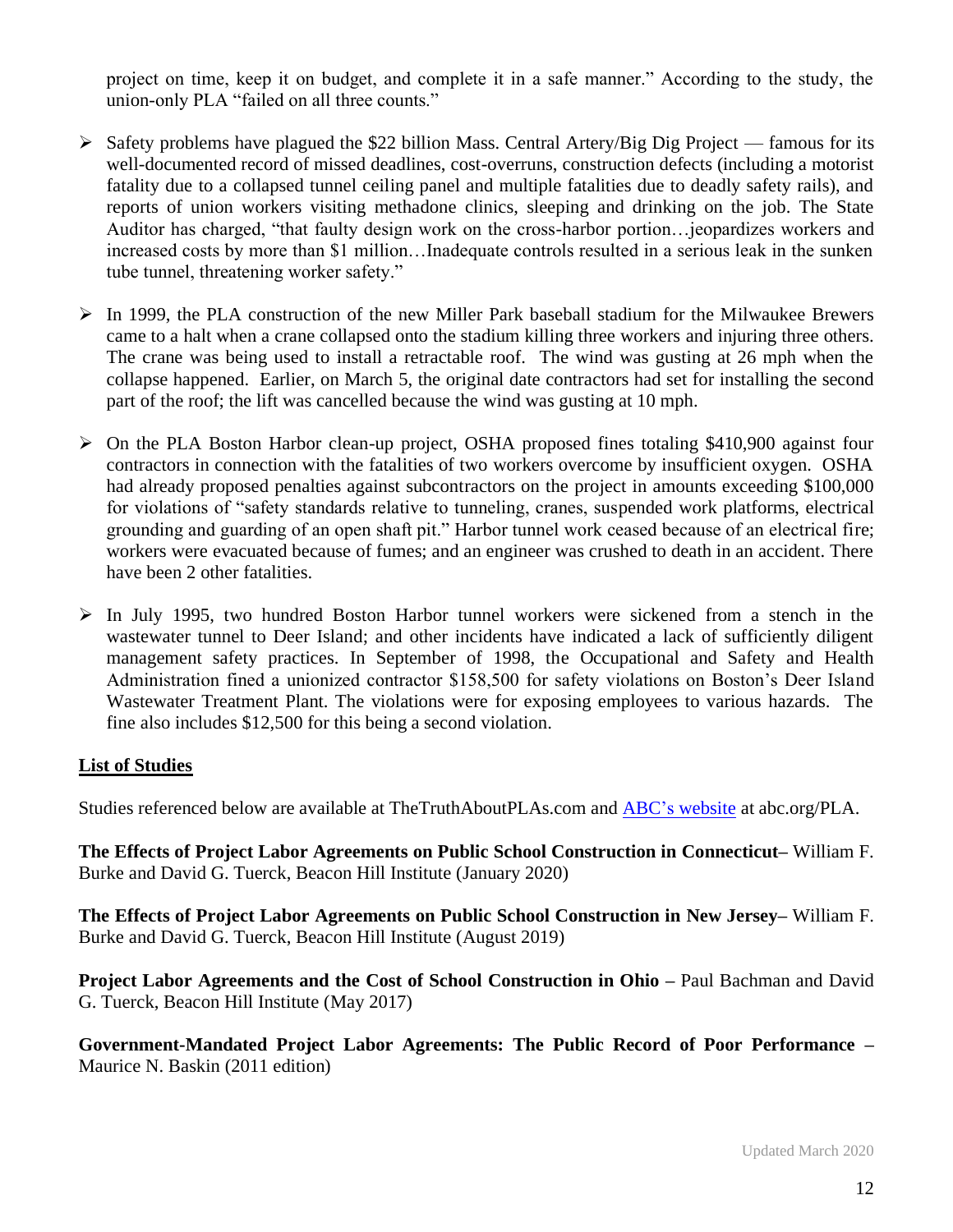project on time, keep it on budget, and complete it in a safe manner." According to the study, the union-only PLA "failed on all three counts."

- Safety problems have plagued the $22 billion Mass. Central Artery/Big Dig Project — famous for its well-documented record of missed deadlines, cost-overruns, construction defects (including a motorist fatality due to a collapsed tunnel ceiling panel and multiple fatalities due to deadly safety rails), and reports of union workers visiting methadone clinics, sleeping and drinking on the job. The State Auditor has charged, "that faulty design work on the cross-harbor portion…jeopardizes workers and increased costs by more than $1 million…Inadequate controls resulted in a serious leak in the sunken tube tunnel, threatening worker safety."

- In 1999, the PLA construction of the new Miller Park baseball stadium for the Milwaukee Brewers came to a halt when a crane collapsed onto the stadium killing three workers and injuring three others. The crane was being used to install a retractable roof. The wind was gusting at 26 mph when the collapse happened. Earlier, on March 5, the original date contractors had set for installing the second part of the roof; the lift was cancelled because the wind was gusting at 10 mph.

- On the PLA Boston Harbor clean-up project, OSHA proposed fines totaling $410,900 against four contractors in connection with the fatalities of two workers overcome by insufficient oxygen. OSHA had already proposed penalties against subcontractors on the project in amounts exceeding $100,000 for violations of "safety standards relative to tunneling, cranes, suspended work platforms, electrical grounding and guarding of an open shaft pit." Harbor tunnel work ceased because of an electrical fire; workers were evacuated because of fumes; and an engineer was crushed to death in an accident. There have been 2 other fatalities.

- In July 1995, two hundred Boston Harbor tunnel workers were sickened from a stench in the wastewater tunnel to Deer Island; and other incidents have indicated a lack of sufficiently diligent management safety practices. In September of 1998, the Occupational and Safety and Health Administration fined a unionized contractor $158,500 for safety violations on Boston's Deer Island Wastewater Treatment Plant. The violations were for exposing employees to various hazards. The fine also includes $12,500 for this being a second violation.

## List of Studies

Studies referenced below are available at TheTruthAboutPLAs.com and [ABC's website](abc.org/PLA) at abc.org/PLA.

**The Effects of Project Labor Agreements on Public School Construction in Connecticut**– William F. Burke and David G. Tuerck, Beacon Hill Institute (January 2020)

**The Effects of Project Labor Agreements on Public School Construction in New Jersey**– William F. Burke and David G. Tuerck, Beacon Hill Institute (August 2019)

**Project Labor Agreements and the Cost of School Construction in Ohio** – Paul Bachman and David G. Tuerck, Beacon Hill Institute (May 2017)

**Government-Mandated Project Labor Agreements: The Public Record of Poor Performance** – Maurice N. Baskin (2011 edition)

Updated March 2020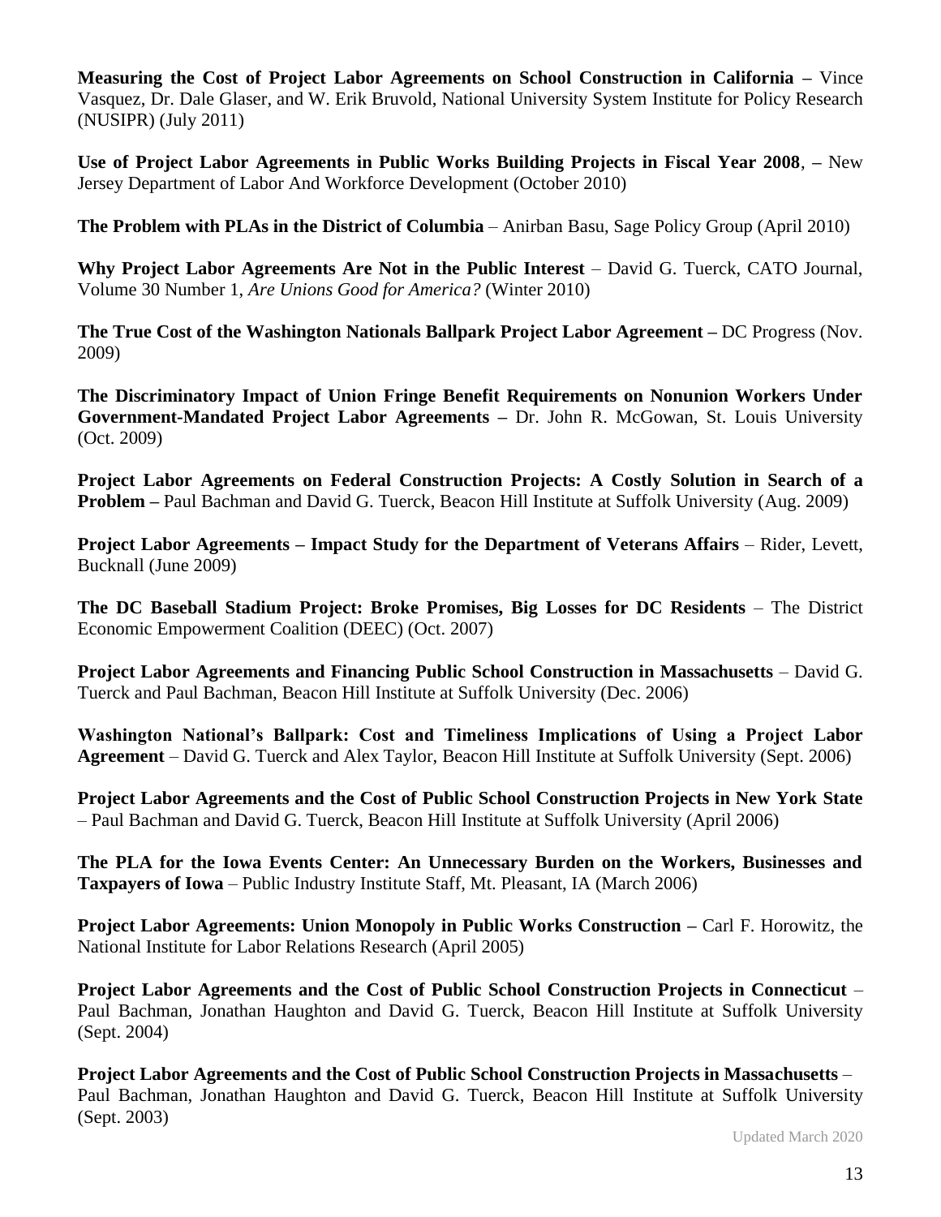**Measuring the Cost of Project Labor Agreements on School Construction in California –** Vince Vasquez, Dr. Dale Glaser, and W. Erik Bruvold, National University System Institute for Policy Research (NUSIPR) (July 2011)

**Use of Project Labor Agreements in Public Works Building Projects in Fiscal Year 2008**, **–** New Jersey Department of Labor And Workforce Development (October 2010)

**The Problem with PLAs in the District of Columbia** – Anirban Basu, Sage Policy Group (April 2010)

**Why Project Labor Agreements Are Not in the Public Interest** – David G. Tuerck, CATO Journal, Volume 30 Number 1, *Are Unions Good for America?* (Winter 2010)

**The True Cost of the Washington Nationals Ballpark Project Labor Agreement –** DC Progress (Nov. 2009)

**The Discriminatory Impact of Union Fringe Benefit Requirements on Nonunion Workers Under Government-Mandated Project Labor Agreements –** Dr. John R. McGowan, St. Louis University (Oct. 2009)

**Project Labor Agreements on Federal Construction Projects: A Costly Solution in Search of a Problem –** Paul Bachman and David G. Tuerck, Beacon Hill Institute at Suffolk University (Aug. 2009)

**Project Labor Agreements – Impact Study for the Department of Veterans Affairs** – Rider, Levett, Bucknall (June 2009)

**The DC Baseball Stadium Project: Broke Promises, Big Losses for DC Residents** – The District Economic Empowerment Coalition (DEEC) (Oct. 2007)

**Project Labor Agreements and Financing Public School Construction in Massachusetts** – David G. Tuerck and Paul Bachman, Beacon Hill Institute at Suffolk University (Dec. 2006)

**Washington National's Ballpark: Cost and Timeliness Implications of Using a Project Labor Agreement** – David G. Tuerck and Alex Taylor, Beacon Hill Institute at Suffolk University (Sept. 2006)

**Project Labor Agreements and the Cost of Public School Construction Projects in New York State** – Paul Bachman and David G. Tuerck, Beacon Hill Institute at Suffolk University (April 2006)

**The PLA for the Iowa Events Center: An Unnecessary Burden on the Workers, Businesses and Taxpayers of Iowa** – Public Industry Institute Staff, Mt. Pleasant, IA (March 2006)

**Project Labor Agreements: Union Monopoly in Public Works Construction –** Carl F. Horowitz, the National Institute for Labor Relations Research (April 2005)

**Project Labor Agreements and the Cost of Public School Construction Projects in Connecticut** – Paul Bachman, Jonathan Haughton and David G. Tuerck, Beacon Hill Institute at Suffolk University (Sept. 2004)

**Project Labor Agreements and the Cost of Public School Construction Projects in Massachusetts** – Paul Bachman, Jonathan Haughton and David G. Tuerck, Beacon Hill Institute at Suffolk University (Sept. 2003)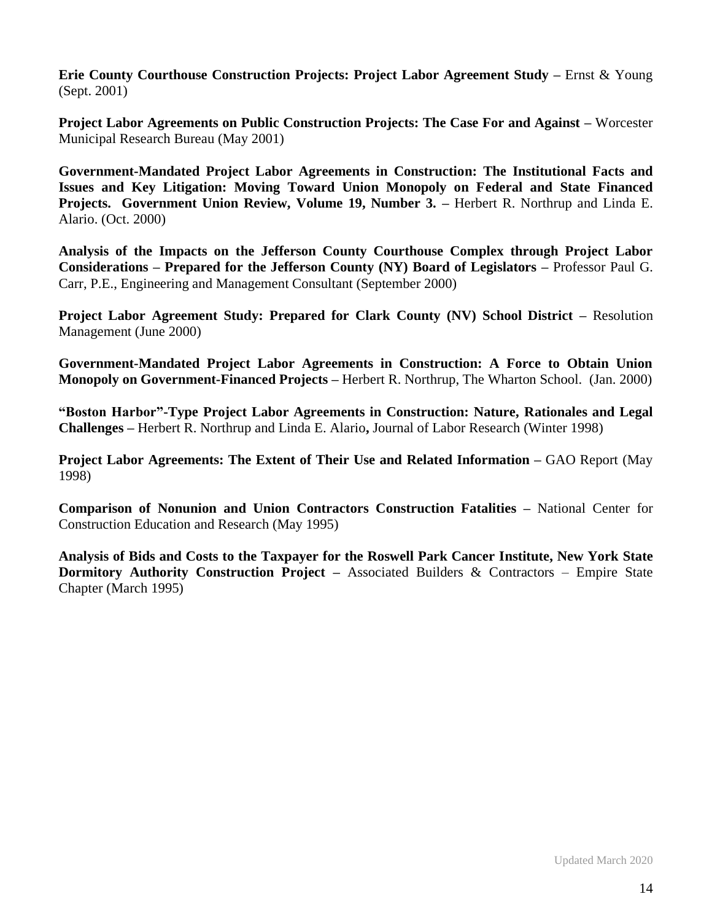**Erie County Courthouse Construction Projects: Project Labor Agreement Study –** Ernst & Young (Sept. 2001)

**Project Labor Agreements on Public Construction Projects: The Case For and Against –** Worcester Municipal Research Bureau (May 2001)

**Government-Mandated Project Labor Agreements in Construction: The Institutional Facts and Issues and Key Litigation: Moving Toward Union Monopoly on Federal and State Financed Projects. Government Union Review, Volume 19, Number 3. –** Herbert R. Northrup and Linda E. Alario. (Oct. 2000)

**Analysis of the Impacts on the Jefferson County Courthouse Complex through Project Labor Considerations – Prepared for the Jefferson County (NY) Board of Legislators –** Professor Paul G. Carr, P.E., Engineering and Management Consultant (September 2000)

**Project Labor Agreement Study: Prepared for Clark County (NV) School District –** Resolution Management (June 2000)

**Government-Mandated Project Labor Agreements in Construction: A Force to Obtain Union Monopoly on Government-Financed Projects –** Herbert R. Northrup, The Wharton School. (Jan. 2000)

**"Boston Harbor"-Type Project Labor Agreements in Construction: Nature, Rationales and Legal Challenges –** Herbert R. Northrup and Linda E. Alario**,** Journal of Labor Research (Winter 1998)

**Project Labor Agreements: The Extent of Their Use and Related Information –** GAO Report (May 1998)

**Comparison of Nonunion and Union Contractors Construction Fatalities –** National Center for Construction Education and Research (May 1995)

**Analysis of Bids and Costs to the Taxpayer for the Roswell Park Cancer Institute, New York State Dormitory Authority Construction Project –** Associated Builders & Contractors – Empire State Chapter (March 1995)

Updated March 2020